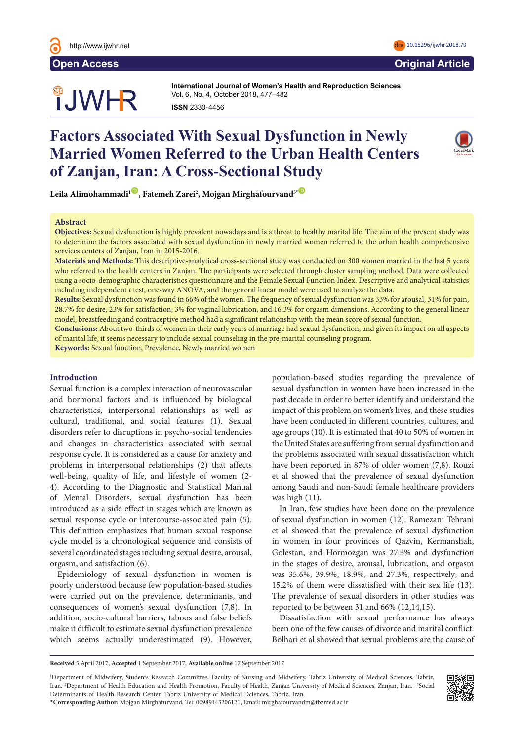# Factors Associated With Sexual Dysfunction in Newly Married Women Referred to the Urban Health Centers of Zanjan, Iran: A Cross-Sectional Study

**Leila Alimohammadi[1], Fatemeh Zarei[2], Mojgan Mirghafourvand[3*]**

## Abstract

**Objectives:** Sexual dysfunction is highly prevalent nowadays and is a threat to healthy marital life. The aim of the present study was to determine the factors associated with sexual dysfunction in newly married women referred to the urban health comprehensive services centers of Zanjan, Iran in 2015-2016.

**Materials and Methods:** This descriptive-analytical cross-sectional study was conducted on 300 women married in the last 5 years who referred to the health centers in Zanjan. The participants were selected through cluster sampling method. Data were collected using a socio-demographic characteristics questionnaire and the Female Sexual Function Index. Descriptive and analytical statistics including independent *t* test, one-way ANOVA, and the general linear model were used to analyze the data.

**Results:** Sexual dysfunction was found in 66% of the women. The frequency of sexual dysfunction was 33% for arousal, 31% for pain, 28.7% for desire, 23% for satisfaction, 3% for vaginal lubrication, and 16.3% for orgasm dimensions. According to the general linear model, breastfeeding and contraceptive method had a significant relationship with the mean score of sexual function.

**Conclusions:** About two-thirds of women in their early years of marriage had sexual dysfunction, and given its impact on all aspects of marital life, it seems necessary to include sexual counseling in the pre-marital counseling program.

**Keywords:** Sexual function, Prevalence, Newly married women

## Introduction

Sexual function is a complex interaction of neurovascular and hormonal factors and is influenced by biological characteristics, interpersonal relationships as well as cultural, traditional, and social features (1). Sexual disorders refer to disruptions in psycho-social tendencies and changes in characteristics associated with sexual response cycle. It is considered as a cause for anxiety and problems in interpersonal relationships (2) that affects well-being, quality of life, and lifestyle of women (2-4). According to the Diagnostic and Statistical Manual of Mental Disorders, sexual dysfunction has been introduced as a side effect in stages which are known as sexual response cycle or intercourse-associated pain (5). This definition emphasizes that human sexual response cycle model is a chronological sequence and consists of several coordinated stages including sexual desire, arousal, orgasm, and satisfaction (6).

Epidemiology of sexual dysfunction in women is poorly understood because few population-based studies were carried out on the prevalence, determinants, and consequences of women's sexual dysfunction (7,8). In addition, socio-cultural barriers, taboos and false beliefs make it difficult to estimate sexual dysfunction prevalence which seems actually underestimated (9). However, population-based studies regarding the prevalence of sexual dysfunction in women have been increased in the past decade in order to better identify and understand the impact of this problem on women's lives, and these studies have been conducted in different countries, cultures, and age groups (10). It is estimated that 40 to 50% of women in the United States are suffering from sexual dysfunction and the problems associated with sexual dissatisfaction which have been reported in 87% of older women (7,8). Rouzi et al showed that the prevalence of sexual dysfunction among Saudi and non-Saudi female healthcare providers was high (11).

In Iran, few studies have been done on the prevalence of sexual dysfunction in women (12). Ramezani Tehrani et al showed that the prevalence of sexual dysfunction in women in four provinces of Qazvin, Kermanshah, Golestan, and Hormozgan was 27.3% and dysfunction in the stages of desire, arousal, lubrication, and orgasm was 35.6%, 39.9%, 18.9%, and 27.3%, respectively; and 15.2% of them were dissatisfied with their sex life (13). The prevalence of sexual disorders in other studies was reported to be between 31 and 66% (12,14,15).

Dissatisfaction with sexual performance has always been one of the few causes of divorce and marital conflict. Bolhari et al showed that sexual problems are the cause of

---

**Received** 5 April 2017, **Accepted** 1 September 2017, **Available online** 17 September 2017

[1]Department of Midwifery, Students Research Committee, Faculty of Nursing and Midwifery, Tabriz University of Medical Sciences, Tabriz, Iran. [2]Department of Health Education and Health Promotion, Faculty of Health, Zanjan University of Medical Sciences, Zanjan, Iran. [3]Social Determinants of Health Research Center, Tabriz University of Medical Dciences, Tabriz, Iran.

***Corresponding Author:** Mojgan Mirghafurvand, Tel: 00989143206121, Email: mirghafourvandm@tbzmed.ac.ir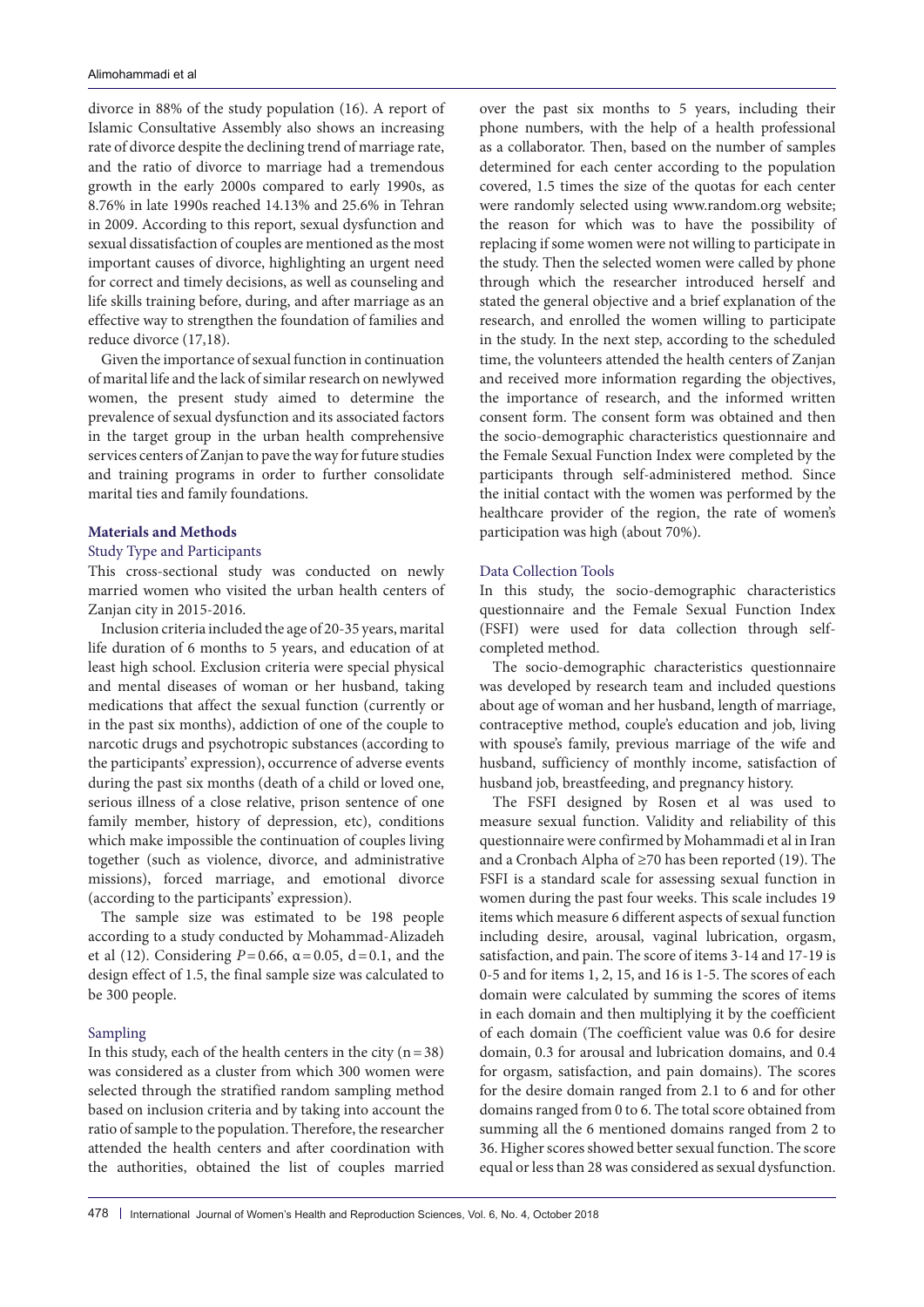divorce in 88% of the study population (16). A report of Islamic Consultative Assembly also shows an increasing rate of divorce despite the declining trend of marriage rate, and the ratio of divorce to marriage had a tremendous growth in the early 2000s compared to early 1990s, as 8.76% in late 1990s reached 14.13% and 25.6% in Tehran in 2009. According to this report, sexual dysfunction and sexual dissatisfaction of couples are mentioned as the most important causes of divorce, highlighting an urgent need for correct and timely decisions, as well as counseling and life skills training before, during, and after marriage as an effective way to strengthen the foundation of families and reduce divorce (17,18).

Given the importance of sexual function in continuation of marital life and the lack of similar research on newlywed women, the present study aimed to determine the prevalence of sexual dysfunction and its associated factors in the target group in the urban health comprehensive services centers of Zanjan to pave the way for future studies and training programs in order to further consolidate marital ties and family foundations.

## Materials and Methods

### Study Type and Participants

This cross-sectional study was conducted on newly married women who visited the urban health centers of Zanjan city in 2015-2016.

Inclusion criteria included the age of 20-35 years, marital life duration of 6 months to 5 years, and education of at least high school. Exclusion criteria were special physical and mental diseases of woman or her husband, taking medications that affect the sexual function (currently or in the past six months), addiction of one of the couple to narcotic drugs and psychotropic substances (according to the participants' expression), occurrence of adverse events during the past six months (death of a child or loved one, serious illness of a close relative, prison sentence of one family member, history of depression, etc), conditions which make impossible the continuation of couples living together (such as violence, divorce, and administrative missions), forced marriage, and emotional divorce (according to the participants' expression).

The sample size was estimated to be 198 people according to a study conducted by Mohammad-Alizadeh et al (12). Considering $P = 0.66$, $\alpha = 0.05$, $d = 0.1$, and the design effect of 1.5, the final sample size was calculated to be 300 people.

### Sampling

In this study, each of the health centers in the city ($n = 38$) was considered as a cluster from which 300 women were selected through the stratified random sampling method based on inclusion criteria and by taking into account the ratio of sample to the population. Therefore, the researcher attended the health centers and after coordination with the authorities, obtained the list of couples married over the past six months to 5 years, including their phone numbers, with the help of a health professional as a collaborator. Then, based on the number of samples determined for each center according to the population covered, 1.5 times the size of the quotas for each center were randomly selected using www.random.org website; the reason for which was to have the possibility of replacing if some women were not willing to participate in the study. Then the selected women were called by phone through which the researcher introduced herself and stated the general objective and a brief explanation of the research, and enrolled the women willing to participate in the study. In the next step, according to the scheduled time, the volunteers attended the health centers of Zanjan and received more information regarding the objectives, the importance of research, and the informed written consent form. The consent form was obtained and then the socio-demographic characteristics questionnaire and the Female Sexual Function Index were completed by the participants through self-administered method. Since the initial contact with the women was performed by the healthcare provider of the region, the rate of women's participation was high (about 70%).

### Data Collection Tools

In this study, the socio-demographic characteristics questionnaire and the Female Sexual Function Index (FSFI) were used for data collection through self-completed method.

The socio-demographic characteristics questionnaire was developed by research team and included questions about age of woman and her husband, length of marriage, contraceptive method, couple's education and job, living with spouse's family, previous marriage of the wife and husband, sufficiency of monthly income, satisfaction of husband job, breastfeeding, and pregnancy history.

The FSFI designed by Rosen et al was used to measure sexual function. Validity and reliability of this questionnaire were confirmed by Mohammadi et al in Iran and a Cronbach Alpha of ≥70 has been reported (19). The FSFI is a standard scale for assessing sexual function in women during the past four weeks. This scale includes 19 items which measure 6 different aspects of sexual function including desire, arousal, vaginal lubrication, orgasm, satisfaction, and pain. The score of items 3-14 and 17-19 is 0-5 and for items 1, 2, 15, and 16 is 1-5. The scores of each domain were calculated by summing the scores of items in each domain and then multiplying it by the coefficient of each domain (The coefficient value was 0.6 for desire domain, 0.3 for arousal and lubrication domains, and 0.4 for orgasm, satisfaction, and pain domains). The scores for the desire domain ranged from 2.1 to 6 and for other domains ranged from 0 to 6. The total score obtained from summing all the 6 mentioned domains ranged from 2 to 36. Higher scores showed better sexual function. The score equal or less than 28 was considered as sexual dysfunction.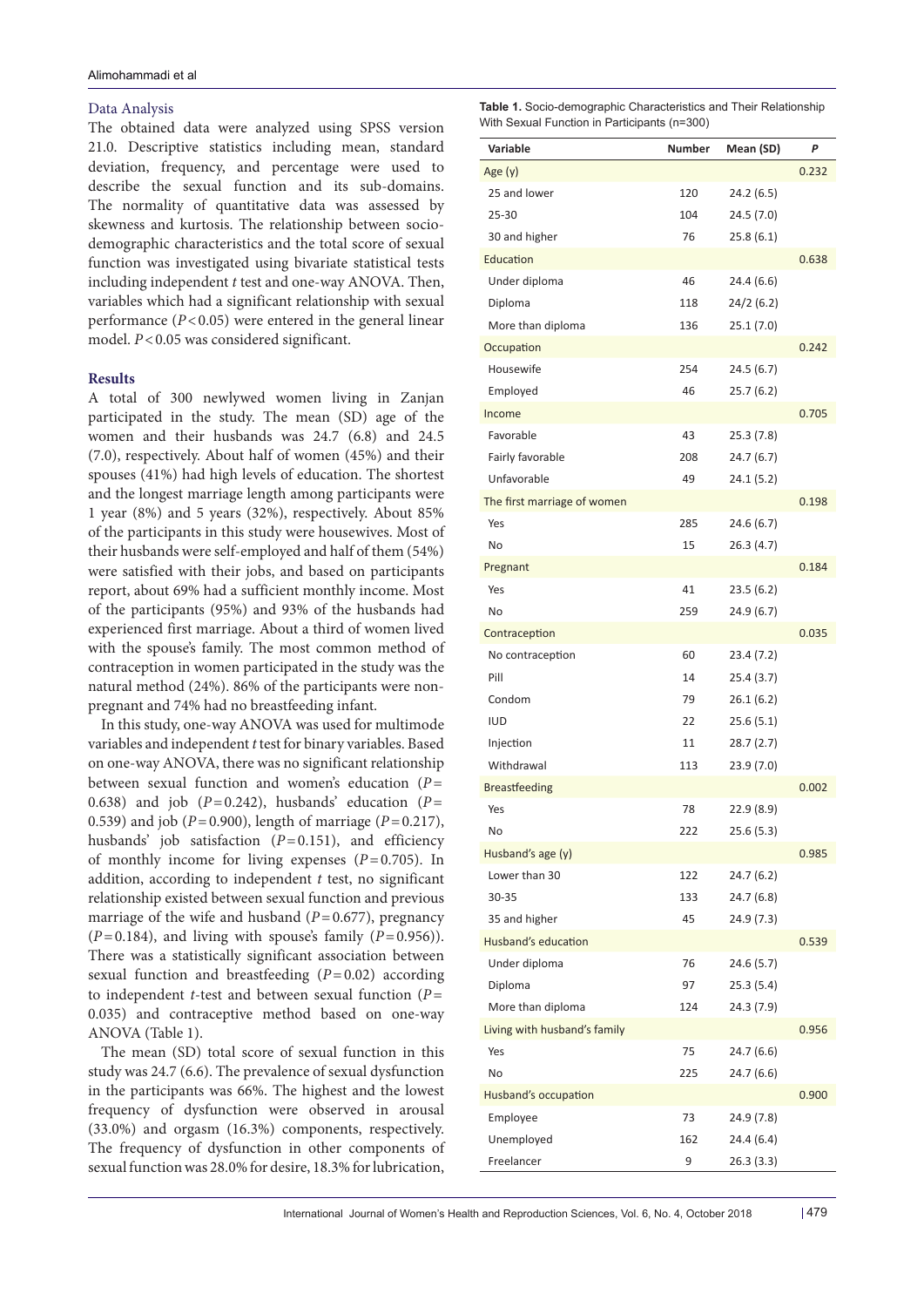### Data Analysis

The obtained data were analyzed using SPSS version 21.0. Descriptive statistics including mean, standard deviation, frequency, and percentage were used to describe the sexual function and its sub-domains. The normality of quantitative data was assessed by skewness and kurtosis. The relationship between socio-demographic characteristics and the total score of sexual function was investigated using bivariate statistical tests including independent *t* test and one-way ANOVA. Then, variables which had a significant relationship with sexual performance ($P<0.05$) were entered in the general linear model. $P<0.05$ was considered significant.

## Results

A total of 300 newlywed women living in Zanjan participated in the study. The mean (SD) age of the women and their husbands was 24.7 (6.8) and 24.5 (7.0), respectively. About half of women (45%) and their spouses (41%) had high levels of education. The shortest and the longest marriage length among participants were 1 year (8%) and 5 years (32%), respectively. About 85% of the participants in this study were housewives. Most of their husbands were self-employed and half of them (54%) were satisfied with their jobs, and based on participants report, about 69% had a sufficient monthly income. Most of the participants (95%) and 93% of the husbands had experienced first marriage. About a third of women lived with the spouse's family. The most common method of contraception in women participated in the study was the natural method (24%). 86% of the participants were non-pregnant and 74% had no breastfeeding infant.

In this study, one-way ANOVA was used for multimode variables and independent *t* test for binary variables. Based on one-way ANOVA, there was no significant relationship between sexual function and women's education ($P=0.638$) and job ($P=0.242$), husbands' education ($P=0.539$) and job ($P=0.900$), length of marriage ($P=0.217$), husbands' job satisfaction ($P=0.151$), and efficiency of monthly income for living expenses ($P=0.705$). In addition, according to independent *t* test, no significant relationship existed between sexual function and previous marriage of the wife and husband ($P=0.677$), pregnancy ($P=0.184$), and living with spouse's family ($P=0.956$)). There was a statistically significant association between sexual function and breastfeeding ($P=0.02$) according to independent *t*-test and between sexual function ($P=0.035$) and contraceptive method based on one-way ANOVA (Table 1).

The mean (SD) total score of sexual function in this study was 24.7 (6.6). The prevalence of sexual dysfunction in the participants was 66%. The highest and the lowest frequency of dysfunction were observed in arousal (33.0%) and orgasm (16.3%) components, respectively. The frequency of dysfunction in other components of sexual function was 28.0% for desire, 18.3% for lubrication,

**Table 1.** Socio-demographic Characteristics and Their Relationship With Sexual Function in Participants (n=300)

| Variable | Number | Mean (SD) | *P* |
|---|---|---|---|
| Age (y) | | | 0.232 |
| 25 and lower | 120 | 24.2 (6.5) | |
| 25-30 | 104 | 24.5 (7.0) | |
| 30 and higher | 76 | 25.8 (6.1) | |
| Education | | | 0.638 |
| Under diploma | 46 | 24.4 (6.6) | |
| Diploma | 118 | 24/2 (6.2) | |
| More than diploma | 136 | 25.1 (7.0) | |
| Occupation | | | 0.242 |
| Housewife | 254 | 24.5 (6.7) | |
| Employed | 46 | 25.7 (6.2) | |
| Income | | | 0.705 |
| Favorable | 43 | 25.3 (7.8) | |
| Fairly favorable | 208 | 24.7 (6.7) | |
| Unfavorable | 49 | 24.1 (5.2) | |
| The first marriage of women | | | 0.198 |
| Yes | 285 | 24.6 (6.7) | |
| No | 15 | 26.3 (4.7) | |
| Pregnant | | | 0.184 |
| Yes | 41 | 23.5 (6.2) | |
| No | 259 | 24.9 (6.7) | |
| Contraception | | | 0.035 |
| No contraception | 60 | 23.4 (7.2) | |
| Pill | 14 | 25.4 (3.7) | |
| Condom | 79 | 26.1 (6.2) | |
| IUD | 22 | 25.6 (5.1) | |
| Injection | 11 | 28.7 (2.7) | |
| Withdrawal | 113 | 23.9 (7.0) | |
| Breastfeeding | | | 0.002 |
| Yes | 78 | 22.9 (8.9) | |
| No | 222 | 25.6 (5.3) | |
| Husband's age (y) | | | 0.985 |
| Lower than 30 | 122 | 24.7 (6.2) | |
| 30-35 | 133 | 24.7 (6.8) | |
| 35 and higher | 45 | 24.9 (7.3) | |
| Husband's education | | | 0.539 |
| Under diploma | 76 | 24.6 (5.7) | |
| Diploma | 97 | 25.3 (5.4) | |
| More than diploma | 124 | 24.3 (7.9) | |
| Living with husband's family | | | 0.956 |
| Yes | 75 | 24.7 (6.6) | |
| No | 225 | 24.7 (6.6) | |
| Husband's occupation | | | 0.900 |
| Employee | 73 | 24.9 (7.8) | |
| Unemployed | 162 | 24.4 (6.4) | |
| Freelancer | 9 | 26.3 (3.3) | |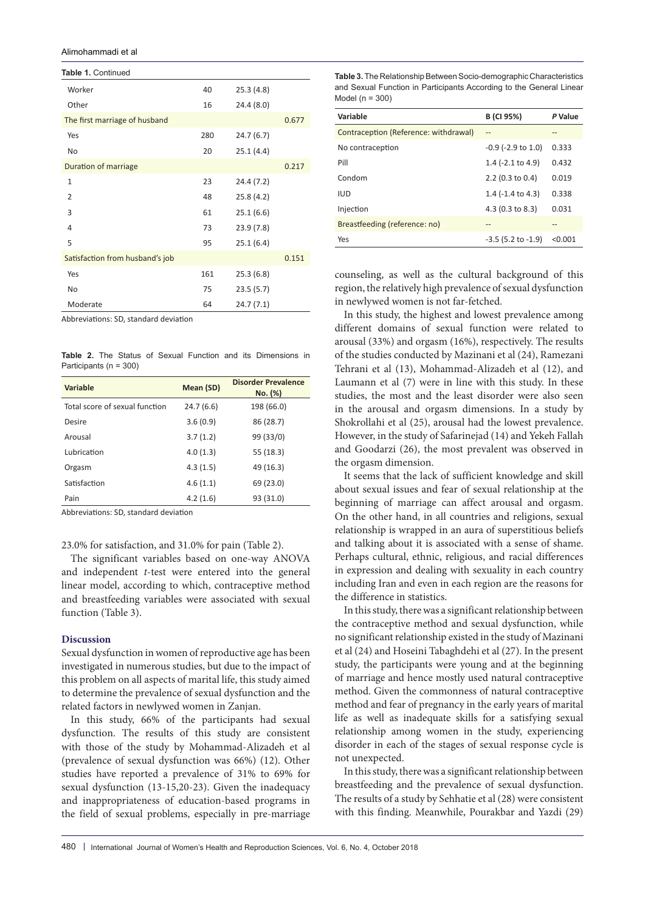**Table 1.** Continued

| | | | |
|---|---|---|---|
| Worker | 40 | 25.3 (4.8) | |
| Other | 16 | 24.4 (8.0) | |
| The first marriage of husband | | | 0.677 |
| Yes | 280 | 24.7 (6.7) | |
| No | 20 | 25.1 (4.4) | |
| Duration of marriage | | | 0.217 |
| 1 | 23 | 24.4 (7.2) | |
| 2 | 48 | 25.8 (4.2) | |
| 3 | 61 | 25.1 (6.6) | |
| 4 | 73 | 23.9 (7.8) | |
| 5 | 95 | 25.1 (6.4) | |
| Satisfaction from husband's job | | | 0.151 |
| Yes | 161 | 25.3 (6.8) | |
| No | 75 | 23.5 (5.7) | |
| Moderate | 64 | 24.7 (7.1) | |

Abbreviations: SD, standard deviation

**Table 2.** The Status of Sexual Function and its Dimensions in Participants (n = 300)

| Variable | Mean (SD) | Disorder Prevalence No. (%) |
|---|---|---|
| Total score of sexual function | 24.7 (6.6) | 198 (66.0) |
| Desire | 3.6 (0.9) | 86 (28.7) |
| Arousal | 3.7 (1.2) | 99 (33/0) |
| Lubrication | 4.0 (1.3) | 55 (18.3) |
| Orgasm | 4.3 (1.5) | 49 (16.3) |
| Satisfaction | 4.6 (1.1) | 69 (23.0) |
| Pain | 4.2 (1.6) | 93 (31.0) |

Abbreviations: SD, standard deviation

23.0% for satisfaction, and 31.0% for pain (Table 2).

The significant variables based on one-way ANOVA and independent *t*-test were entered into the general linear model, according to which, contraceptive method and breastfeeding variables were associated with sexual function (Table 3).

## Discussion

Sexual dysfunction in women of reproductive age has been investigated in numerous studies, but due to the impact of this problem on all aspects of marital life, this study aimed to determine the prevalence of sexual dysfunction and the related factors in newlywed women in Zanjan.

In this study, 66% of the participants had sexual dysfunction. The results of this study are consistent with those of the study by Mohammad-Alizadeh et al (prevalence of sexual dysfunction was 66%) (12). Other studies have reported a prevalence of 31% to 69% for sexual dysfunction (13-15,20-23). Given the inadequacy and inappropriateness of education-based programs in the field of sexual problems, especially in pre-marriage counseling, as well as the cultural background of this region, the relatively high prevalence of sexual dysfunction in newlywed women is not far-fetched.

**Table 3.** The Relationship Between Socio-demographic Characteristics and Sexual Function in Participants According to the General Linear Model (n = 300)

| Variable | B (CI 95%) | *P* Value |
|---|---|---|
| Contraception (Reference: withdrawal) | -- | -- |
| No contraception | -0.9 (-2.9 to 1.0) | 0.333 |
| Pill | 1.4 (-2.1 to 4.9) | 0.432 |
| Condom | 2.2 (0.3 to 0.4) | 0.019 |
| IUD | 1.4 (-1.4 to 4.3) | 0.338 |
| Injection | 4.3 (0.3 to 8.3) | 0.031 |
| Breastfeeding (reference: no) | -- | -- |
| Yes | -3.5 (5.2 to -1.9) | <0.001 |

In this study, the highest and lowest prevalence among different domains of sexual function were related to arousal (33%) and orgasm (16%), respectively. The results of the studies conducted by Mazinani et al (24), Ramezani Tehrani et al (13), Mohammad-Alizadeh et al (12), and Laumann et al (7) were in line with this study. In these studies, the most and the least disorder were also seen in the arousal and orgasm dimensions. In a study by Shokrollahi et al (25), arousal had the lowest prevalence. However, in the study of Safarinejad (14) and Yekeh Fallah and Goodarzi (26), the most prevalent was observed in the orgasm dimension.

It seems that the lack of sufficient knowledge and skill about sexual issues and fear of sexual relationship at the beginning of marriage can affect arousal and orgasm. On the other hand, in all countries and religions, sexual relationship is wrapped in an aura of superstitious beliefs and talking about it is associated with a sense of shame. Perhaps cultural, ethnic, religious, and racial differences in expression and dealing with sexuality in each country including Iran and even in each region are the reasons for the difference in statistics.

In this study, there was a significant relationship between the contraceptive method and sexual dysfunction, while no significant relationship existed in the study of Mazinani et al (24) and Hoseini Tabaghdehi et al (27). In the present study, the participants were young and at the beginning of marriage and hence mostly used natural contraceptive method. Given the commonness of natural contraceptive method and fear of pregnancy in the early years of marital life as well as inadequate skills for a satisfying sexual relationship among women in the study, experiencing disorder in each of the stages of sexual response cycle is not unexpected.

In this study, there was a significant relationship between breastfeeding and the prevalence of sexual dysfunction. The results of a study by Sehhatie et al (28) were consistent with this finding. Meanwhile, Pourakbar and Yazdi (29)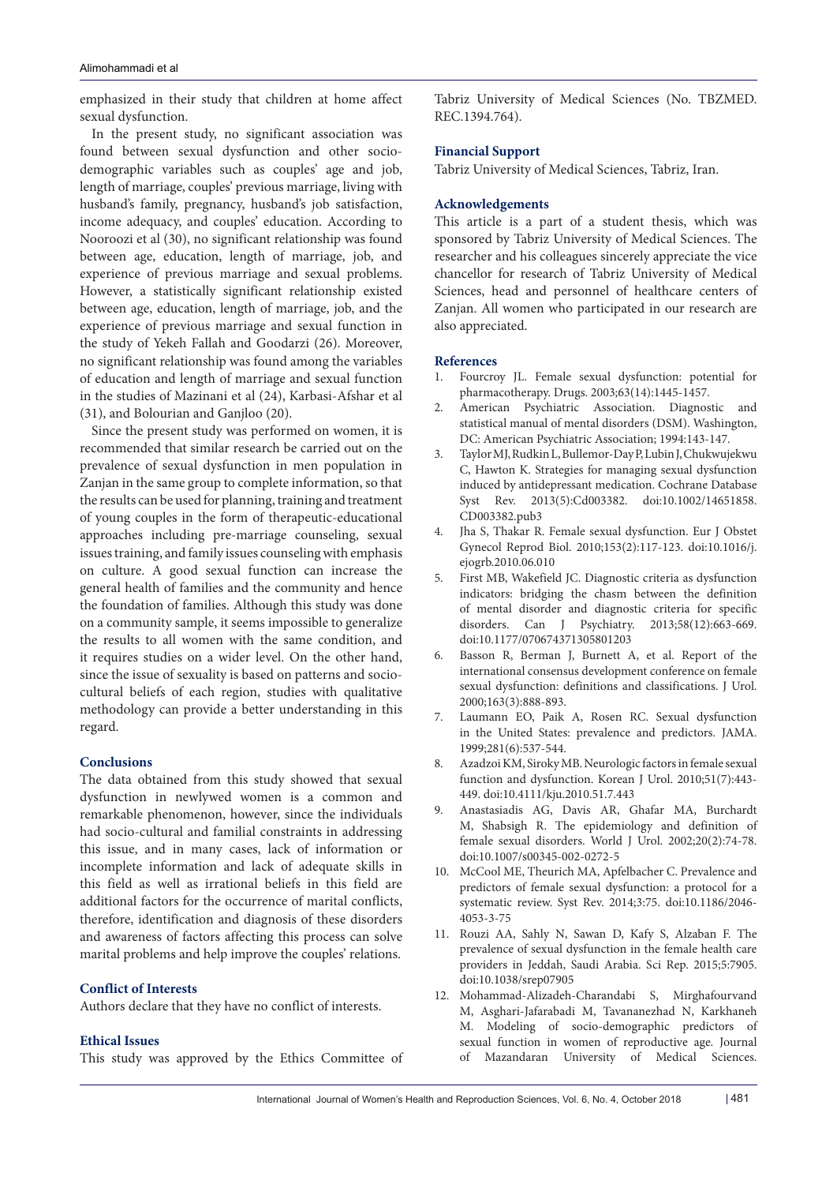emphasized in their study that children at home affect sexual dysfunction.

In the present study, no significant association was found between sexual dysfunction and other socio-demographic variables such as couples' age and job, length of marriage, couples' previous marriage, living with husband's family, pregnancy, husband's job satisfaction, income adequacy, and couples' education. According to Nooroozi et al (30), no significant relationship was found between age, education, length of marriage, job, and experience of previous marriage and sexual problems. However, a statistically significant relationship existed between age, education, length of marriage, job, and the experience of previous marriage and sexual function in the study of Yekeh Fallah and Goodarzi (26). Moreover, no significant relationship was found among the variables of education and length of marriage and sexual function in the studies of Mazinani et al (24), Karbasi-Afshar et al (31), and Bolourian and Ganjloo (20).

Since the present study was performed on women, it is recommended that similar research be carried out on the prevalence of sexual dysfunction in men population in Zanjan in the same group to complete information, so that the results can be used for planning, training and treatment of young couples in the form of therapeutic-educational approaches including pre-marriage counseling, sexual issues training, and family issues counseling with emphasis on culture. A good sexual function can increase the general health of families and the community and hence the foundation of families. Although this study was done on a community sample, it seems impossible to generalize the results to all women with the same condition, and it requires studies on a wider level. On the other hand, since the issue of sexuality is based on patterns and socio-cultural beliefs of each region, studies with qualitative methodology can provide a better understanding in this regard.

## Conclusions

The data obtained from this study showed that sexual dysfunction in newlywed women is a common and remarkable phenomenon, however, since the individuals had socio-cultural and familial constraints in addressing this issue, and in many cases, lack of information or incomplete information and lack of adequate skills in this field as well as irrational beliefs in this field are additional factors for the occurrence of marital conflicts, therefore, identification and diagnosis of these disorders and awareness of factors affecting this process can solve marital problems and help improve the couples' relations.

## Conflict of Interests

Authors declare that they have no conflict of interests.

## Ethical Issues

This study was approved by the Ethics Committee of Tabriz University of Medical Sciences (No. TBZMED.REC.1394.764).

## Financial Support

Tabriz University of Medical Sciences, Tabriz, Iran.

## Acknowledgements

This article is a part of a student thesis, which was sponsored by Tabriz University of Medical Sciences. The researcher and his colleagues sincerely appreciate the vice chancellor for research of Tabriz University of Medical Sciences, head and personnel of healthcare centers of Zanjan. All women who participated in our research are also appreciated.

## References

1. Fourcroy JL. Female sexual dysfunction: potential for pharmacotherapy. Drugs. 2003;63(14):1445-1457.
2. American Psychiatric Association. Diagnostic and statistical manual of mental disorders (DSM). Washington, DC: American Psychiatric Association; 1994:143-147.
3. Taylor MJ, Rudkin L, Bullemor-Day P, Lubin J, Chukwujekwu C, Hawton K. Strategies for managing sexual dysfunction induced by antidepressant medication. Cochrane Database Syst Rev. 2013(5):Cd003382. doi:10.1002/14651858.CD003382.pub3
4. Jha S, Thakar R. Female sexual dysfunction. Eur J Obstet Gynecol Reprod Biol. 2010;153(2):117-123. doi:10.1016/j.ejogrb.2010.06.010
5. First MB, Wakefield JC. Diagnostic criteria as dysfunction indicators: bridging the chasm between the definition of mental disorder and diagnostic criteria for specific disorders. Can J Psychiatry. 2013;58(12):663-669. doi:10.1177/070674371305801203
6. Basson R, Berman J, Burnett A, et al. Report of the international consensus development conference on female sexual dysfunction: definitions and classifications. J Urol. 2000;163(3):888-893.
7. Laumann EO, Paik A, Rosen RC. Sexual dysfunction in the United States: prevalence and predictors. JAMA. 1999;281(6):537-544.
8. Azadzoi KM, Siroky MB. Neurologic factors in female sexual function and dysfunction. Korean J Urol. 2010;51(7):443-449. doi:10.4111/kju.2010.51.7.443
9. Anastasiadis AG, Davis AR, Ghafar MA, Burchardt M, Shabsigh R. The epidemiology and definition of female sexual disorders. World J Urol. 2002;20(2):74-78. doi:10.1007/s00345-002-0272-5
10. McCool ME, Theurich MA, Apfelbacher C. Prevalence and predictors of female sexual dysfunction: a protocol for a systematic review. Syst Rev. 2014;3:75. doi:10.1186/2046-4053-3-75
11. Rouzi AA, Sahly N, Sawan D, Kafy S, Alzaban F. The prevalence of sexual dysfunction in the female health care providers in Jeddah, Saudi Arabia. Sci Rep. 2015;5:7905. doi:10.1038/srep07905
12. Mohammad-Alizadeh-Charandabi S, Mirghafourvand M, Asghari-Jafarabadi M, Tavananezhad N, Karkhaneh M. Modeling of socio-demographic predictors of sexual function in women of reproductive age. Journal of Mazandaran University of Medical Sciences.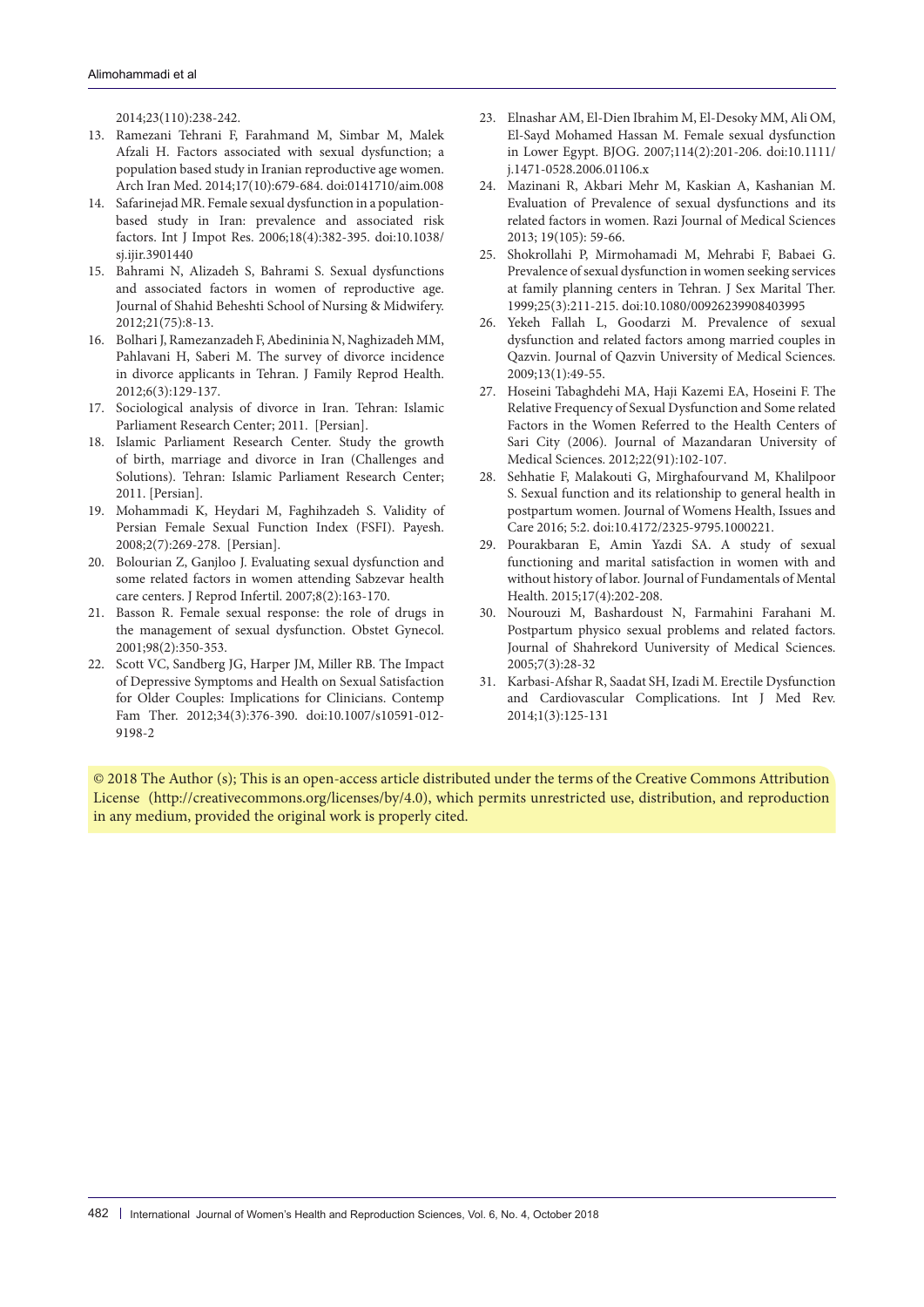2014;23(110):238-242.

13. Ramezani Tehrani F, Farahmand M, Simbar M, Malek Afzali H. Factors associated with sexual dysfunction; a population based study in Iranian reproductive age women. Arch Iran Med. 2014;17(10):679-684. doi:0141710/aim.008
14. Safarinejad MR. Female sexual dysfunction in a population-based study in Iran: prevalence and associated risk factors. Int J Impot Res. 2006;18(4):382-395. doi:10.1038/sj.ijir.3901440
15. Bahrami N, Alizadeh S, Bahrami S. Sexual dysfunctions and associated factors in women of reproductive age. Journal of Shahid Beheshti School of Nursing & Midwifery. 2012;21(75):8-13.
16. Bolhari J, Ramezanzadeh F, Abedininia N, Naghizadeh MM, Pahlavani H, Saberi M. The survey of divorce incidence in divorce applicants in Tehran. J Family Reprod Health. 2012;6(3):129-137.
17. Sociological analysis of divorce in Iran. Tehran: Islamic Parliament Research Center; 2011. [Persian].
18. Islamic Parliament Research Center. Study the growth of birth, marriage and divorce in Iran (Challenges and Solutions). Tehran: Islamic Parliament Research Center; 2011. [Persian].
19. Mohammadi K, Heydari M, Faghihzadeh S. Validity of Persian Female Sexual Function Index (FSFI). Payesh. 2008;2(7):269-278. [Persian].
20. Bolourian Z, Ganjloo J. Evaluating sexual dysfunction and some related factors in women attending Sabzevar health care centers. J Reprod Infertil. 2007;8(2):163-170.
21. Basson R. Female sexual response: the role of drugs in the management of sexual dysfunction. Obstet Gynecol. 2001;98(2):350-353.
22. Scott VC, Sandberg JG, Harper JM, Miller RB. The Impact of Depressive Symptoms and Health on Sexual Satisfaction for Older Couples: Implications for Clinicians. Contemp Fam Ther. 2012;34(3):376-390. doi:10.1007/s10591-012-9198-2
23. Elnashar AM, El-Dien Ibrahim M, El-Desoky MM, Ali OM, El-Sayd Mohamed Hassan M. Female sexual dysfunction in Lower Egypt. BJOG. 2007;114(2):201-206. doi:10.1111/j.1471-0528.2006.01106.x
24. Mazinani R, Akbari Mehr M, Kaskian A, Kashanian M. Evaluation of Prevalence of sexual dysfunctions and its related factors in women. Razi Journal of Medical Sciences 2013; 19(105): 59-66.
25. Shokrollahi P, Mirmohamadi M, Mehrabi F, Babaei G. Prevalence of sexual dysfunction in women seeking services at family planning centers in Tehran. J Sex Marital Ther. 1999;25(3):211-215. doi:10.1080/00926239908403995
26. Yekeh Fallah L, Goodarzi M. Prevalence of sexual dysfunction and related factors among married couples in Qazvin. Journal of Qazvin University of Medical Sciences. 2009;13(1):49-55.
27. Hoseini Tabaghdehi MA, Haji Kazemi EA, Hoseini F. The Relative Frequency of Sexual Dysfunction and Some related Factors in the Women Referred to the Health Centers of Sari City (2006). Journal of Mazandaran University of Medical Sciences. 2012;22(91):102-107.
28. Sehhatie F, Malakouti G, Mirghafourvand M, Khalilpoor S. Sexual function and its relationship to general health in postpartum women. Journal of Womens Health, Issues and Care 2016; 5:2. doi:10.4172/2325-9795.1000221.
29. Pourakbaran E, Amin Yazdi SA. A study of sexual functioning and marital satisfaction in women with and without history of labor. Journal of Fundamentals of Mental Health. 2015;17(4):202-208.
30. Nourouzi M, Bashardoust N, Farmahini Farahani M. Postpartum physico sexual problems and related factors. Journal of Shahrekord Uuniversity of Medical Sciences. 2005;7(3):28-32
31. Karbasi-Afshar R, Saadat SH, Izadi M. Erectile Dysfunction and Cardiovascular Complications. Int J Med Rev. 2014;1(3):125-131

© 2018 The Author (s); This is an open-access article distributed under the terms of the Creative Commons Attribution License (http://creativecommons.org/licenses/by/4.0), which permits unrestricted use, distribution, and reproduction in any medium, provided the original work is properly cited.